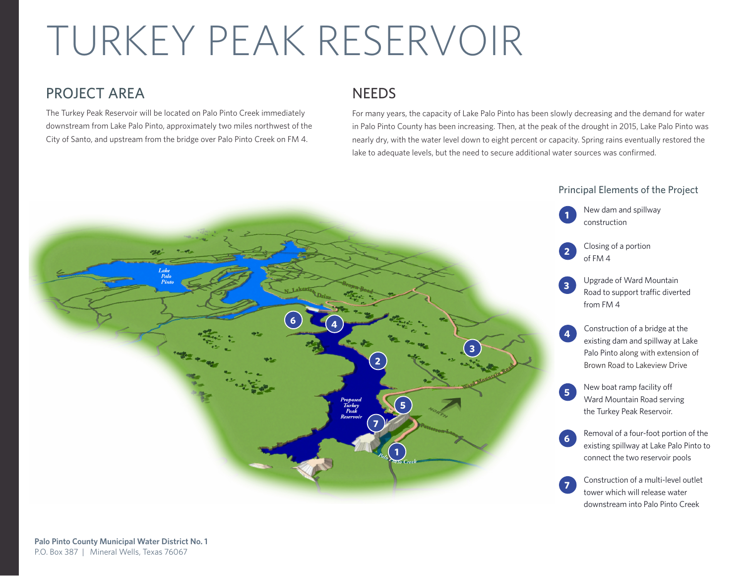# TURKEY PEAK RESERVOIR

## PROJECT AREA

The Turkey Peak Reservoir will be located on Palo Pinto Creek immediately downstream from Lake Palo Pinto, approximately two miles northwest of the City of Santo, and upstream from the bridge over Palo Pinto Creek on FM 4.

## NEEDS

For many years, the capacity of Lake Palo Pinto has been slowly decreasing and the demand for water in Palo Pinto County has been increasing. Then, at the peak of the drought in 2015, Lake Palo Pinto was nearly dry, with the water level down to eight percent or capacity. Spring rains eventually restored the lake to adequate levels, but the need to secure additional water sources was confirmed.

### Principal Elements of the Project

1. New dam and spillway construction
2. Closing of a portion of FM 4
3. Upgrade of Ward Mountain Road to support traffic diverted from FM 4
4. Construction of a bridge at the existing dam and spillway at Lake Palo Pinto along with extension of Brown Road to Lakeview Drive
5. New boat ramp facility off Ward Mountain Road serving the Turkey Peak Reservoir.
6. Removal of a four-foot portion of the existing spillway at Lake Palo Pinto to connect the two reservoir pools
7. Construction of a multi-level outlet tower which will release water downstream into Palo Pinto Creek

**Palo Pinto County Municipal Water District No. 1**
P.O. Box 387 | Mineral Wells, Texas 76067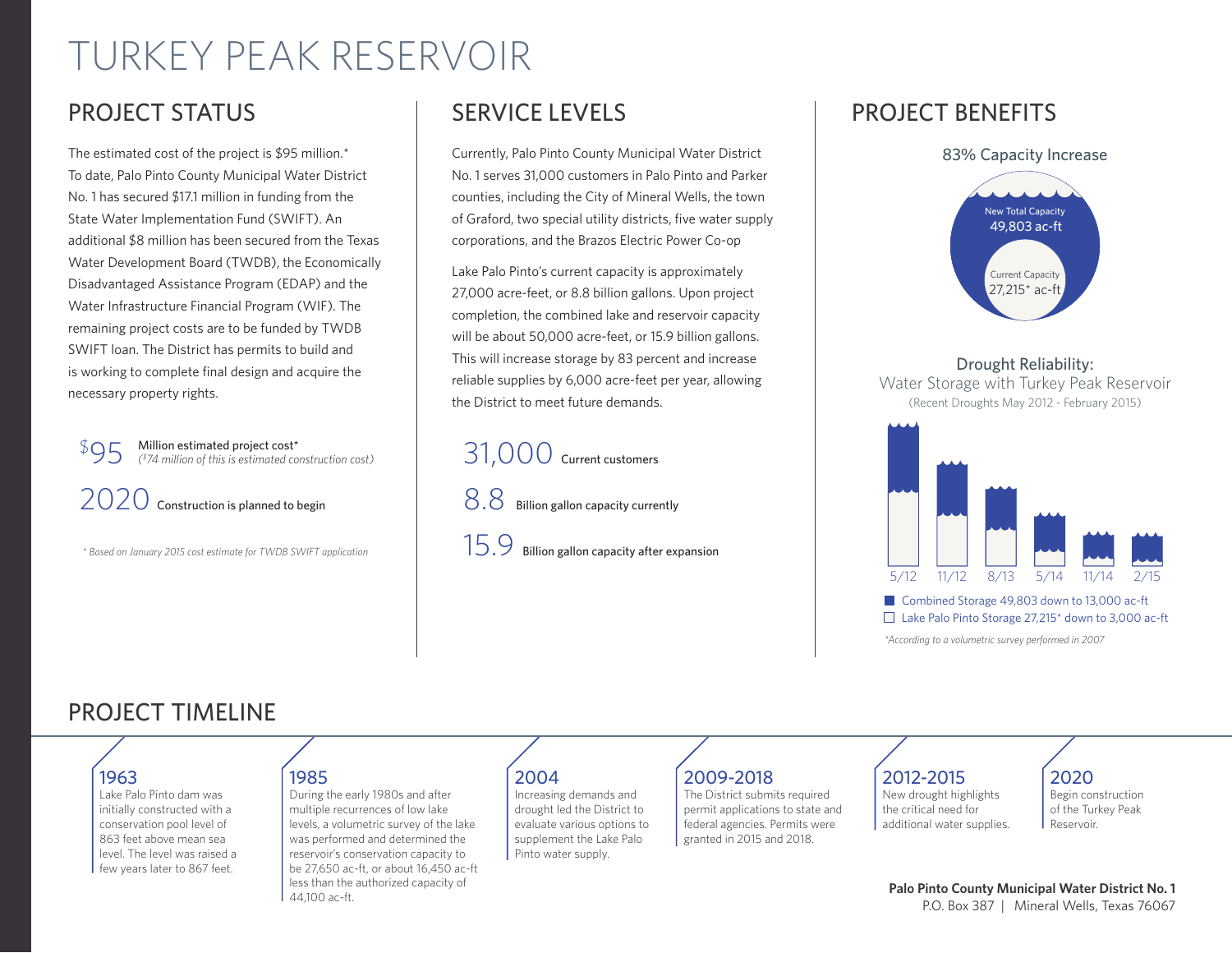# TURKEY PEAK RESERVOIR

## PROJECT STATUS

The estimated cost of the project is $95 million.* To date, Palo Pinto County Municipal Water District No. 1 has secured $17.1 million in funding from the State Water Implementation Fund (SWIFT). An additional $8 million has been secured from the Texas Water Development Board (TWDB), the Economically Disadvantaged Assistance Program (EDAP) and the Water Infrastructure Financial Program (WIF). The remaining project costs are to be funded by TWDB SWIFT loan. The District has permits to build and is working to complete final design and acquire the necessary property rights.

$95 Million estimated project cost*
*($74 million of this is estimated construction cost)*

2020 Construction is planned to begin

*\* Based on January 2015 cost estimate for TWDB SWIFT application*

## SERVICE LEVELS

Currently, Palo Pinto County Municipal Water District No. 1 serves 31,000 customers in Palo Pinto and Parker counties, including the City of Mineral Wells, the town of Graford, two special utility districts, five water supply corporations, and the Brazos Electric Power Co-op

Lake Palo Pinto's current capacity is approximately 27,000 acre-feet, or 8.8 billion gallons. Upon project completion, the combined lake and reservoir capacity will be about 50,000 acre-feet, or 15.9 billion gallons. This will increase storage by 83 percent and increase reliable supplies by 6,000 acre-feet per year, allowing the District to meet future demands.

31,000 Current customers

8.8 Billion gallon capacity currently

15.9 Billion gallon capacity after expansion

## PROJECT BENEFITS

83% Capacity Increase

New Total Capacity
49,803 ac-ft

Current Capacity
27,215* ac-ft

Drought Reliability:
Water Storage with Turkey Peak Reservoir
(Recent Droughts May 2012 - February 2015)

5/12 11/12 8/13 5/14 11/14 2/15

Combined Storage 49,803 down to 13,000 ac-ft
Lake Palo Pinto Storage 27,215* down to 3,000 ac-ft

*\*According to a volumetric survey performed in 2007*

## PROJECT TIMELINE

**1963**
Lake Palo Pinto dam was initially constructed with a conservation pool level of 863 feet above mean sea level. The level was raised a few years later to 867 feet.

**1985**
During the early 1980s and after multiple recurrences of low lake levels, a volumetric survey of the lake was performed and determined the reservoir's conservation capacity to be 27,650 ac-ft, or about 16,450 ac-ft less than the authorized capacity of 44,100 ac-ft.

**2004**
Increasing demands and drought led the District to evaluate various options to supplement the Lake Palo Pinto water supply.

**2009-2018**
The District submits required permit applications to state and federal agencies. Permits were granted in 2015 and 2018.

**2012-2015**
New drought highlights the critical need for additional water supplies.

**2020**
Begin construction of the Turkey Peak Reservoir.

**Palo Pinto County Municipal Water District No. 1**
P.O. Box 387 | Mineral Wells, Texas 76067